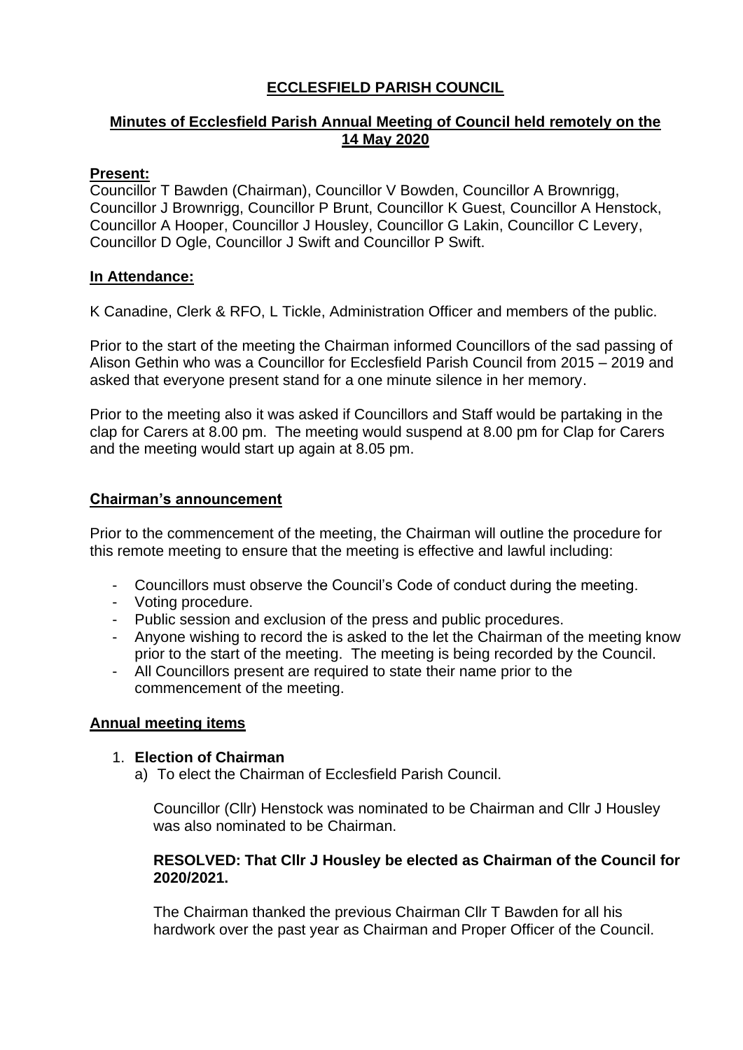# ECCLESFIELD PARISH COUNCIL

## Minutes of Ecclesfield Parish Annual Meeting of Council held remotely on the 14 May 2020

**Present:**
Councillor T Bawden (Chairman), Councillor V Bowden, Councillor A Brownrigg, Councillor J Brownrigg, Councillor P Brunt, Councillor K Guest, Councillor A Henstock, Councillor A Hooper, Councillor J Housley, Councillor G Lakin, Councillor C Levery, Councillor D Ogle, Councillor J Swift and Councillor P Swift.

**In Attendance:**

K Canadine, Clerk & RFO, L Tickle, Administration Officer and members of the public.

Prior to the start of the meeting the Chairman informed Councillors of the sad passing of Alison Gethin who was a Councillor for Ecclesfield Parish Council from 2015 – 2019 and asked that everyone present stand for a one minute silence in her memory.

Prior to the meeting also it was asked if Councillors and Staff would be partaking in the clap for Carers at 8.00 pm. The meeting would suspend at 8.00 pm for Clap for Carers and the meeting would start up again at 8.05 pm.

**Chairman's announcement**

Prior to the commencement of the meeting, the Chairman will outline the procedure for this remote meeting to ensure that the meeting is effective and lawful including:

- Councillors must observe the Council's Code of conduct during the meeting.
- Voting procedure.
- Public session and exclusion of the press and public procedures.
- Anyone wishing to record the is asked to the let the Chairman of the meeting know prior to the start of the meeting. The meeting is being recorded by the Council.
- All Councillors present are required to state their name prior to the commencement of the meeting.

**Annual meeting items**

1. **Election of Chairman**
   a) To elect the Chairman of Ecclesfield Parish Council.

   Councillor (Cllr) Henstock was nominated to be Chairman and Cllr J Housley was also nominated to be Chairman.

   **RESOLVED: That Cllr J Housley be elected as Chairman of the Council for 2020/2021.**

   The Chairman thanked the previous Chairman Cllr T Bawden for all his hardwork over the past year as Chairman and Proper Officer of the Council.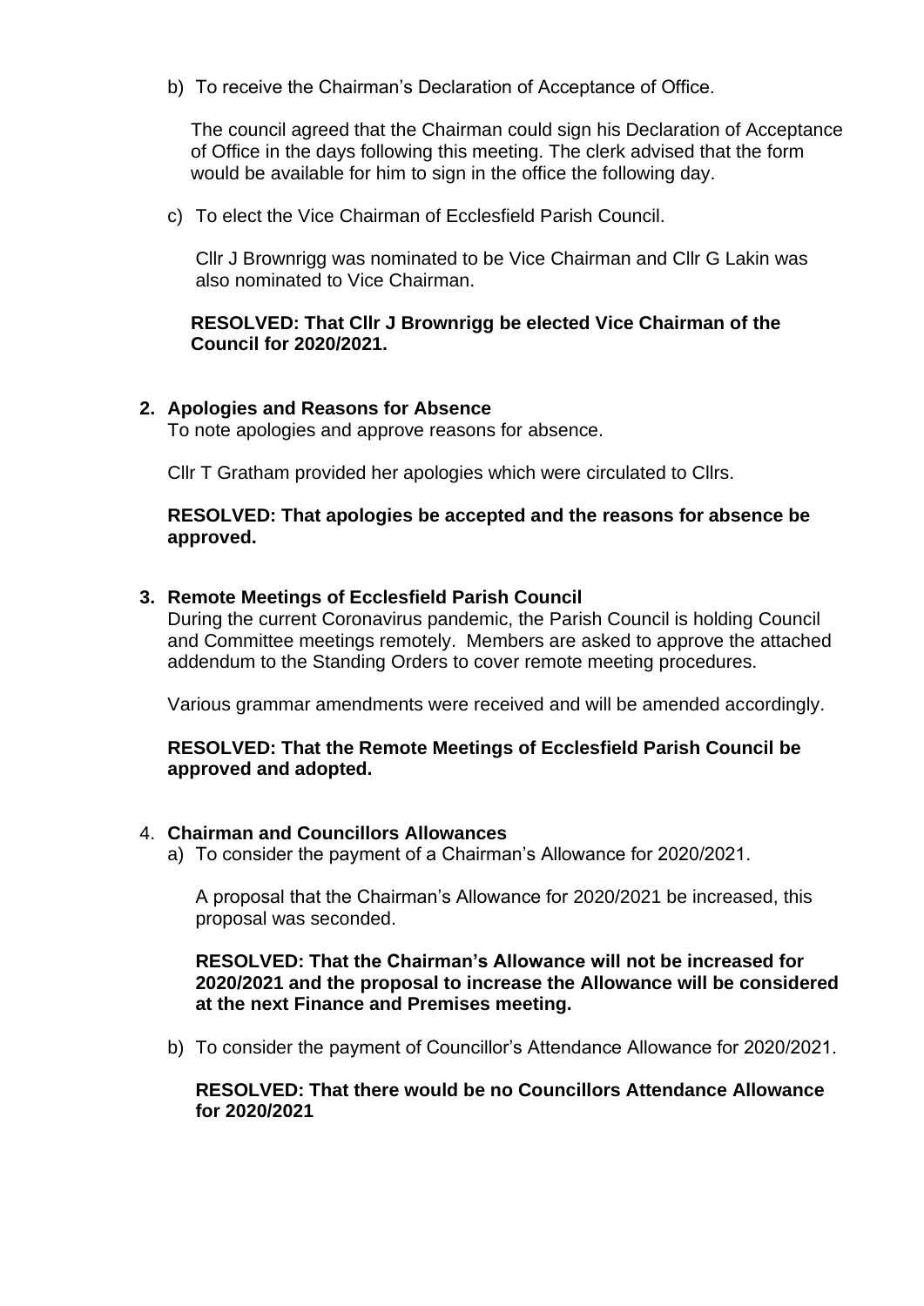b) To receive the Chairman's Declaration of Acceptance of Office.

The council agreed that the Chairman could sign his Declaration of Acceptance of Office in the days following this meeting. The clerk advised that the form would be available for him to sign in the office the following day.

c) To elect the Vice Chairman of Ecclesfield Parish Council.

Cllr J Brownrigg was nominated to be Vice Chairman and Cllr G Lakin was also nominated to Vice Chairman.

**RESOLVED: That Cllr J Brownrigg be elected Vice Chairman of the Council for 2020/2021.**

**2. Apologies and Reasons for Absence**

To note apologies and approve reasons for absence.

Cllr T Gratham provided her apologies which were circulated to Cllrs.

**RESOLVED: That apologies be accepted and the reasons for absence be approved.**

**3. Remote Meetings of Ecclesfield Parish Council**

During the current Coronavirus pandemic, the Parish Council is holding Council and Committee meetings remotely. Members are asked to approve the attached addendum to the Standing Orders to cover remote meeting procedures.

Various grammar amendments were received and will be amended accordingly.

**RESOLVED: That the Remote Meetings of Ecclesfield Parish Council be approved and adopted.**

4. **Chairman and Councillors Allowances**

a) To consider the payment of a Chairman's Allowance for 2020/2021.

A proposal that the Chairman's Allowance for 2020/2021 be increased, this proposal was seconded.

**RESOLVED: That the Chairman's Allowance will not be increased for 2020/2021 and the proposal to increase the Allowance will be considered at the next Finance and Premises meeting.**

b) To consider the payment of Councillor's Attendance Allowance for 2020/2021.

**RESOLVED: That there would be no Councillors Attendance Allowance for 2020/2021**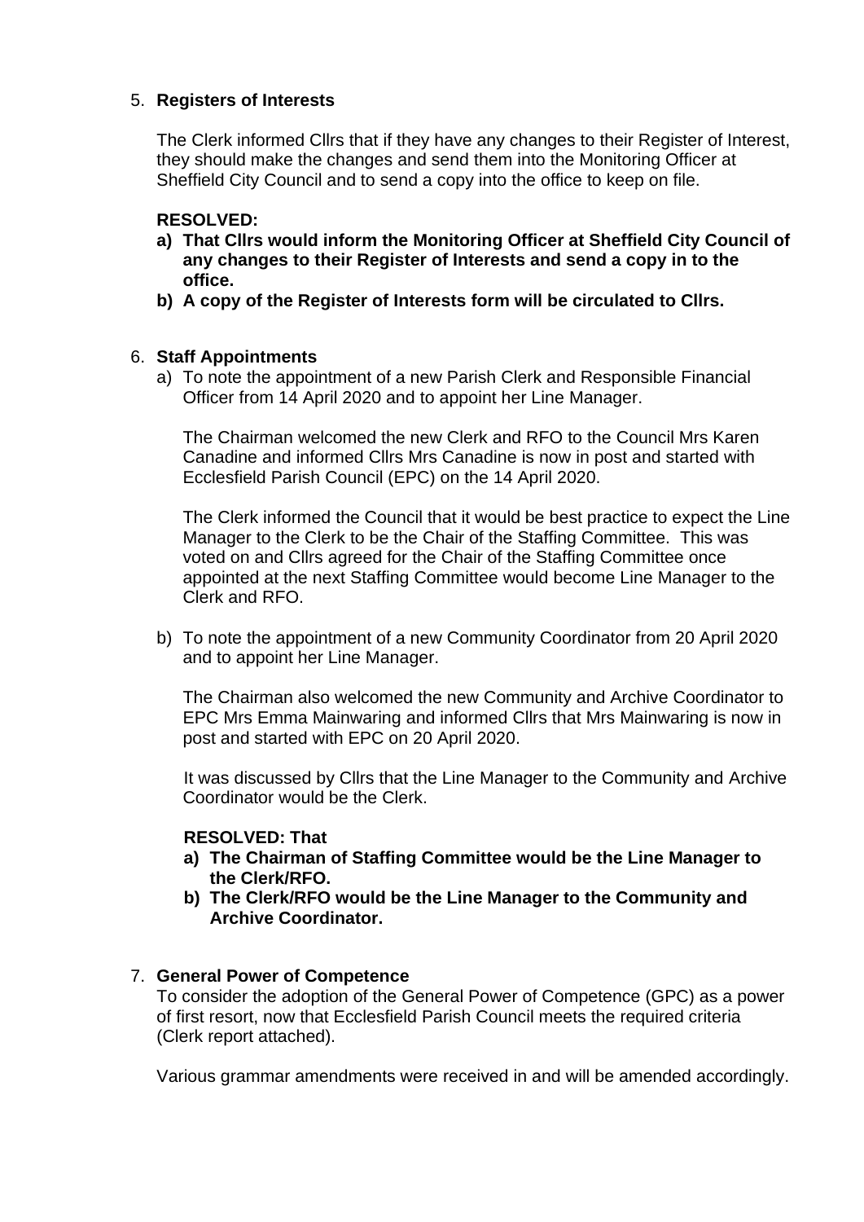5. **Registers of Interests**

   The Clerk informed Cllrs that if they have any changes to their Register of Interest, they should make the changes and send them into the Monitoring Officer at Sheffield City Council and to send a copy into the office to keep on file.

   **RESOLVED:**

   **a) That Cllrs would inform the Monitoring Officer at Sheffield City Council of any changes to their Register of Interests and send a copy in to the office.**

   **b) A copy of the Register of Interests form will be circulated to Cllrs.**

6. **Staff Appointments**

   a) To note the appointment of a new Parish Clerk and Responsible Financial Officer from 14 April 2020 and to appoint her Line Manager.

      The Chairman welcomed the new Clerk and RFO to the Council Mrs Karen Canadine and informed Cllrs Mrs Canadine is now in post and started with Ecclesfield Parish Council (EPC) on the 14 April 2020.

      The Clerk informed the Council that it would be best practice to expect the Line Manager to the Clerk to be the Chair of the Staffing Committee. This was voted on and Cllrs agreed for the Chair of the Staffing Committee once appointed at the next Staffing Committee would become Line Manager to the Clerk and RFO.

   b) To note the appointment of a new Community Coordinator from 20 April 2020 and to appoint her Line Manager.

      The Chairman also welcomed the new Community and Archive Coordinator to EPC Mrs Emma Mainwaring and informed Cllrs that Mrs Mainwaring is now in post and started with EPC on 20 April 2020.

      It was discussed by Cllrs that the Line Manager to the Community and Archive Coordinator would be the Clerk.

   **RESOLVED: That**

   **a) The Chairman of Staffing Committee would be the Line Manager to the Clerk/RFO.**

   **b) The Clerk/RFO would be the Line Manager to the Community and Archive Coordinator.**

7. **General Power of Competence**

   To consider the adoption of the General Power of Competence (GPC) as a power of first resort, now that Ecclesfield Parish Council meets the required criteria (Clerk report attached).

   Various grammar amendments were received in and will be amended accordingly.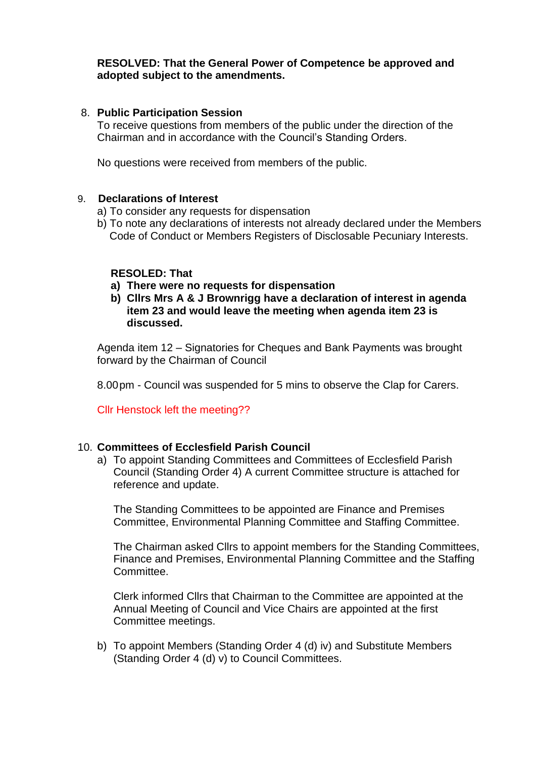**RESOLVED: That the General Power of Competence be approved and adopted subject to the amendments.**

8. **Public Participation Session**

   To receive questions from members of the public under the direction of the Chairman and in accordance with the Council's Standing Orders.

   No questions were received from members of the public.

9. **Declarations of Interest**

   a) To consider any requests for dispensation

   b) To note any declarations of interests not already declared under the Members Code of Conduct or Members Registers of Disclosable Pecuniary Interests.

   **RESOLED: That**

   **a) There were no requests for dispensation**

   **b) Cllrs Mrs A & J Brownrigg have a declaration of interest in agenda item 23 and would leave the meeting when agenda item 23 is discussed.**

   Agenda item 12 – Signatories for Cheques and Bank Payments was brought forward by the Chairman of Council

   8.00pm - Council was suspended for 5 mins to observe the Clap for Carers.

   Cllr Henstock left the meeting??

10. **Committees of Ecclesfield Parish Council**

    a) To appoint Standing Committees and Committees of Ecclesfield Parish Council (Standing Order 4) A current Committee structure is attached for reference and update.

    The Standing Committees to be appointed are Finance and Premises Committee, Environmental Planning Committee and Staffing Committee.

    The Chairman asked Cllrs to appoint members for the Standing Committees, Finance and Premises, Environmental Planning Committee and the Staffing Committee.

    Clerk informed Cllrs that Chairman to the Committee are appointed at the Annual Meeting of Council and Vice Chairs are appointed at the first Committee meetings.

    b) To appoint Members (Standing Order 4 (d) iv) and Substitute Members (Standing Order 4 (d) v) to Council Committees.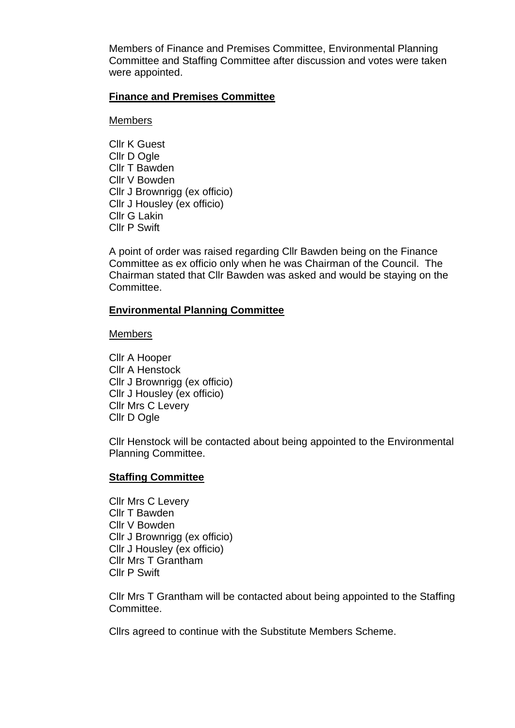Members of Finance and Premises Committee, Environmental Planning Committee and Staffing Committee after discussion and votes were taken were appointed.

**Finance and Premises Committee**

Members

Cllr K Guest
Cllr D Ogle
Cllr T Bawden
Cllr V Bowden
Cllr J Brownrigg (ex officio)
Cllr J Housley (ex officio)
Cllr G Lakin
Cllr P Swift

A point of order was raised regarding Cllr Bawden being on the Finance Committee as ex officio only when he was Chairman of the Council. The Chairman stated that Cllr Bawden was asked and would be staying on the Committee.

**Environmental Planning Committee**

Members

Cllr A Hooper
Cllr A Henstock
Cllr J Brownrigg (ex officio)
Cllr J Housley (ex officio)
Cllr Mrs C Levery
Cllr D Ogle

Cllr Henstock will be contacted about being appointed to the Environmental Planning Committee.

**Staffing Committee**

Cllr Mrs C Levery
Cllr T Bawden
Cllr V Bowden
Cllr J Brownrigg (ex officio)
Cllr J Housley (ex officio)
Cllr Mrs T Grantham
Cllr P Swift

Cllr Mrs T Grantham will be contacted about being appointed to the Staffing Committee.

Cllrs agreed to continue with the Substitute Members Scheme.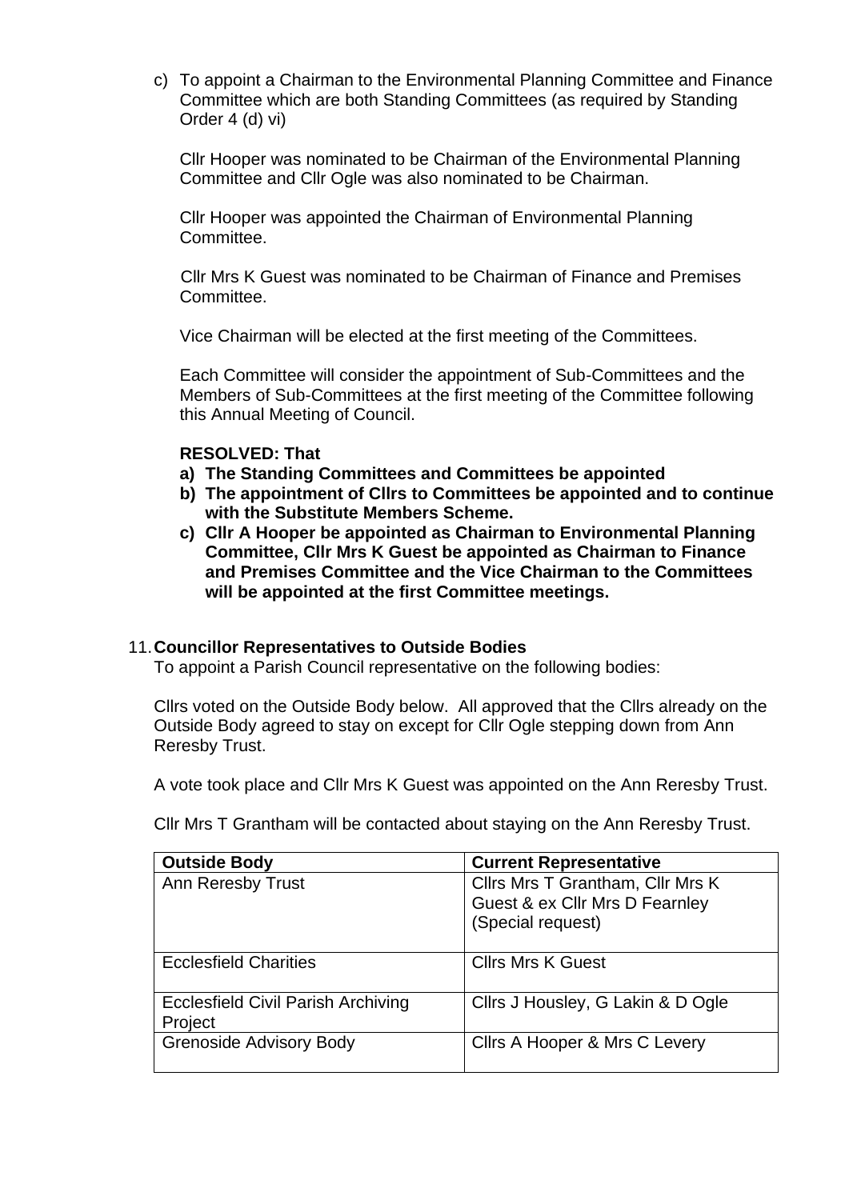c) To appoint a Chairman to the Environmental Planning Committee and Finance Committee which are both Standing Committees (as required by Standing Order 4 (d) vi)

Cllr Hooper was nominated to be Chairman of the Environmental Planning Committee and Cllr Ogle was also nominated to be Chairman.

Cllr Hooper was appointed the Chairman of Environmental Planning Committee.

Cllr Mrs K Guest was nominated to be Chairman of Finance and Premises Committee.

Vice Chairman will be elected at the first meeting of the Committees.

Each Committee will consider the appointment of Sub-Committees and the Members of Sub-Committees at the first meeting of the Committee following this Annual Meeting of Council.

**RESOLVED: That**

- **a) The Standing Committees and Committees be appointed**
- **b) The appointment of Cllrs to Committees be appointed and to continue with the Substitute Members Scheme.**
- **c) Cllr A Hooper be appointed as Chairman to Environmental Planning Committee, Cllr Mrs K Guest be appointed as Chairman to Finance and Premises Committee and the Vice Chairman to the Committees will be appointed at the first Committee meetings.**

11. **Councillor Representatives to Outside Bodies**

To appoint a Parish Council representative on the following bodies:

Cllrs voted on the Outside Body below. All approved that the Cllrs already on the Outside Body agreed to stay on except for Cllr Ogle stepping down from Ann Reresby Trust.

A vote took place and Cllr Mrs K Guest was appointed on the Ann Reresby Trust.

Cllr Mrs T Grantham will be contacted about staying on the Ann Reresby Trust.

| **Outside Body** | **Current Representative** |
|---|---|
| Ann Reresby Trust | Cllrs Mrs T Grantham, Cllr Mrs K Guest & ex Cllr Mrs D Fearnley (Special request) |
| Ecclesfield Charities | Cllrs Mrs K Guest |
| Ecclesfield Civil Parish Archiving Project | Cllrs J Housley, G Lakin & D Ogle |
| Grenoside Advisory Body | Cllrs A Hooper & Mrs C Levery |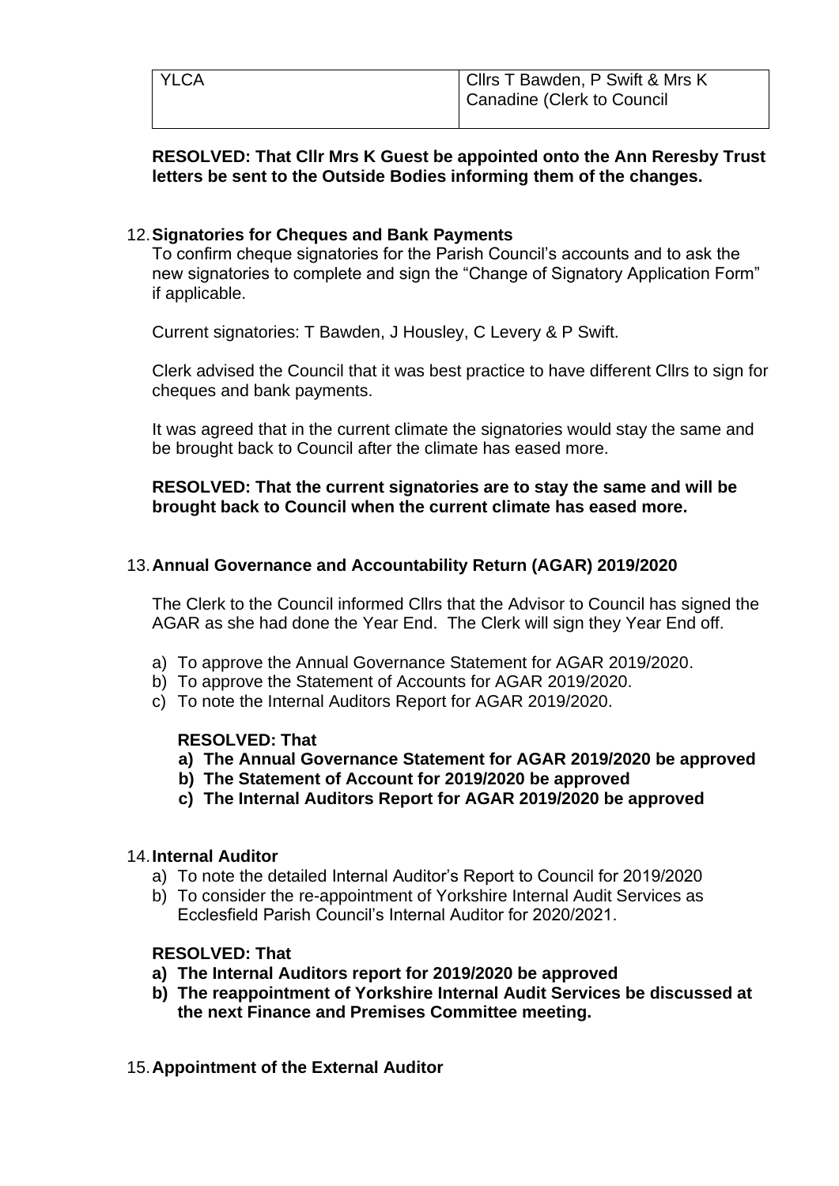| YLCA | Cllrs T Bawden, P Swift & Mrs K Canadine (Clerk to Council |
| --- | --- |

**RESOLVED: That Cllr Mrs K Guest be appointed onto the Ann Reresby Trust letters be sent to the Outside Bodies informing them of the changes.**

12. **Signatories for Cheques and Bank Payments**

To confirm cheque signatories for the Parish Council's accounts and to ask the new signatories to complete and sign the "Change of Signatory Application Form" if applicable.

Current signatories: T Bawden, J Housley, C Levery & P Swift.

Clerk advised the Council that it was best practice to have different Cllrs to sign for cheques and bank payments.

It was agreed that in the current climate the signatories would stay the same and be brought back to Council after the climate has eased more.

**RESOLVED: That the current signatories are to stay the same and will be brought back to Council when the current climate has eased more.**

13. **Annual Governance and Accountability Return (AGAR) 2019/2020**

The Clerk to the Council informed Cllrs that the Advisor to Council has signed the AGAR as she had done the Year End. The Clerk will sign they Year End off.

a) To approve the Annual Governance Statement for AGAR 2019/2020.
b) To approve the Statement of Accounts for AGAR 2019/2020.
c) To note the Internal Auditors Report for AGAR 2019/2020.

**RESOLVED: That**

**a) The Annual Governance Statement for AGAR 2019/2020 be approved**
**b) The Statement of Account for 2019/2020 be approved**
**c) The Internal Auditors Report for AGAR 2019/2020 be approved**

14. **Internal Auditor**

a) To note the detailed Internal Auditor's Report to Council for 2019/2020
b) To consider the re-appointment of Yorkshire Internal Audit Services as Ecclesfield Parish Council's Internal Auditor for 2020/2021.

**RESOLVED: That**

**a) The Internal Auditors report for 2019/2020 be approved**
**b) The reappointment of Yorkshire Internal Audit Services be discussed at the next Finance and Premises Committee meeting.**

15. **Appointment of the External Auditor**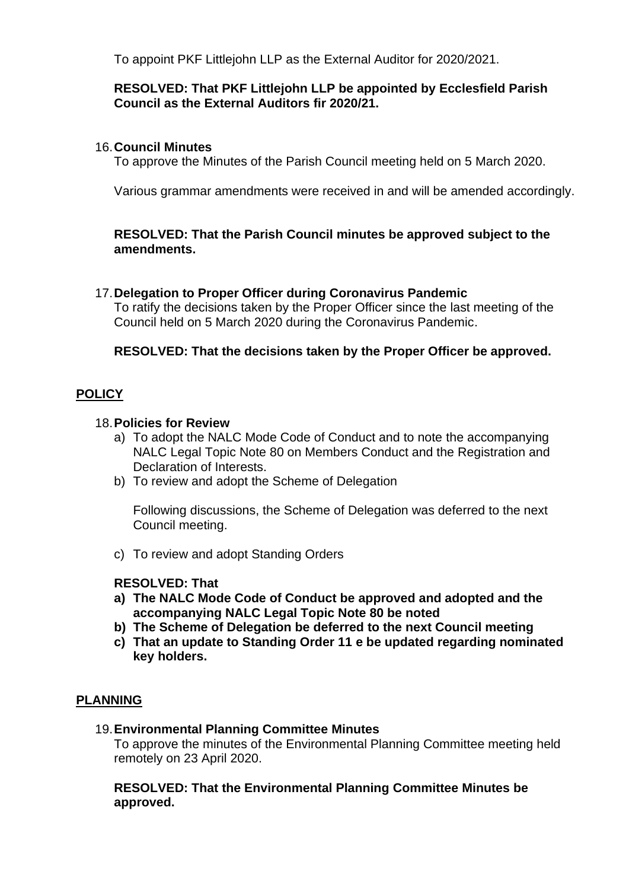To appoint PKF Littlejohn LLP as the External Auditor for 2020/2021.

**RESOLVED: That PKF Littlejohn LLP be appointed by Ecclesfield Parish Council as the External Auditors fir 2020/21.**

16. **Council Minutes**

To approve the Minutes of the Parish Council meeting held on 5 March 2020.

Various grammar amendments were received in and will be amended accordingly.

**RESOLVED: That the Parish Council minutes be approved subject to the amendments.**

17. **Delegation to Proper Officer during Coronavirus Pandemic**

To ratify the decisions taken by the Proper Officer since the last meeting of the Council held on 5 March 2020 during the Coronavirus Pandemic.

**RESOLVED: That the decisions taken by the Proper Officer be approved.**

## **POLICY**

18. **Policies for Review**

a) To adopt the NALC Mode Code of Conduct and to note the accompanying NALC Legal Topic Note 80 on Members Conduct and the Registration and Declaration of Interests.

b) To review and adopt the Scheme of Delegation

Following discussions, the Scheme of Delegation was deferred to the next Council meeting.

c) To review and adopt Standing Orders

**RESOLVED: That**

**a) The NALC Mode Code of Conduct be approved and adopted and the accompanying NALC Legal Topic Note 80 be noted**

**b) The Scheme of Delegation be deferred to the next Council meeting**

**c) That an update to Standing Order 11 e be updated regarding nominated key holders.**

## **PLANNING**

19. **Environmental Planning Committee Minutes**

To approve the minutes of the Environmental Planning Committee meeting held remotely on 23 April 2020.

**RESOLVED: That the Environmental Planning Committee Minutes be approved.**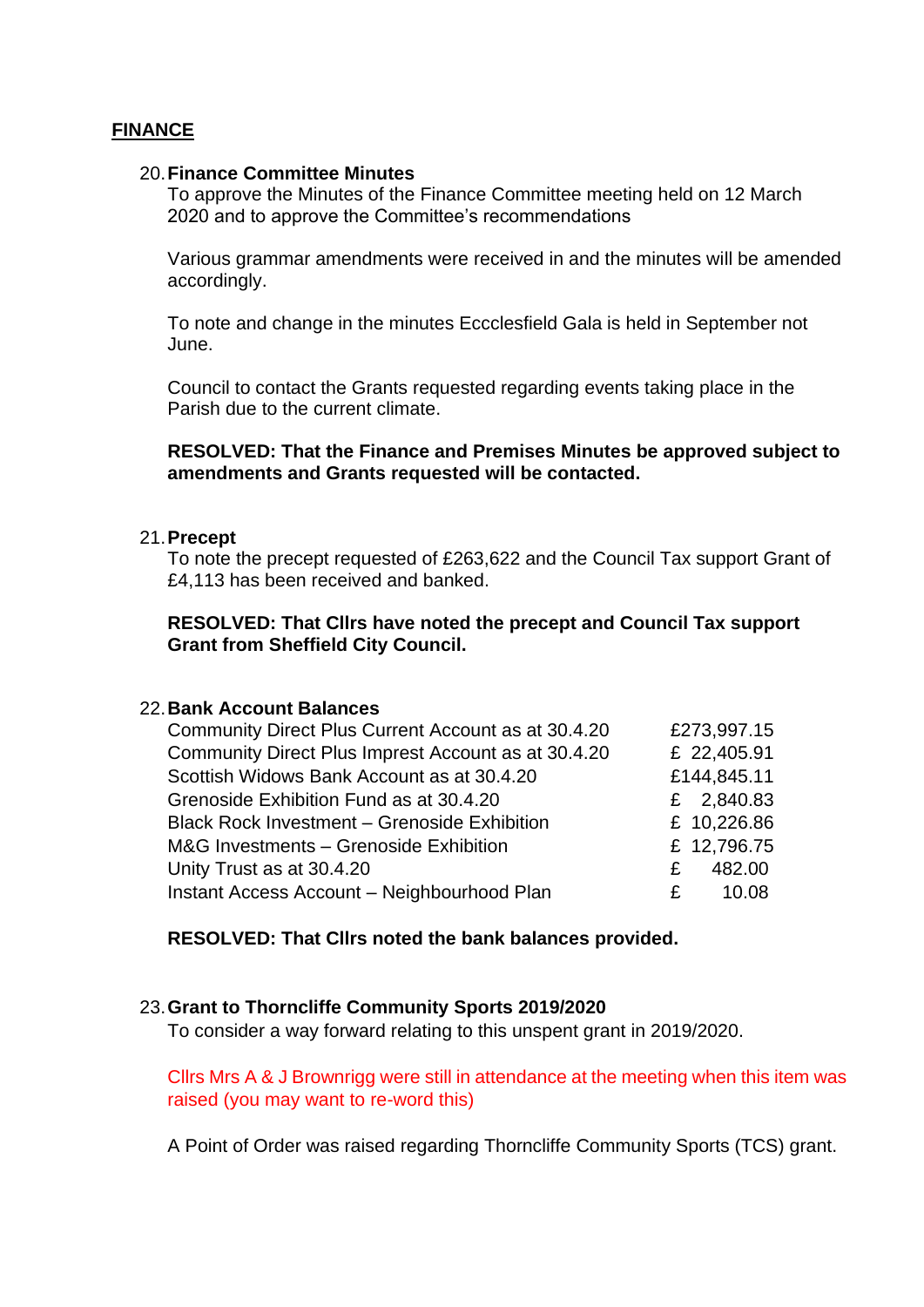## FINANCE

20. **Finance Committee Minutes**

    To approve the Minutes of the Finance Committee meeting held on 12 March 2020 and to approve the Committee's recommendations

    Various grammar amendments were received in and the minutes will be amended accordingly.

    To note and change in the minutes Eccclesfield Gala is held in September not June.

    Council to contact the Grants requested regarding events taking place in the Parish due to the current climate.

    **RESOLVED: That the Finance and Premises Minutes be approved subject to amendments and Grants requested will be contacted.**

21. **Precept**

    To note the precept requested of £263,622 and the Council Tax support Grant of £4,113 has been received and banked.

    **RESOLVED: That Cllrs have noted the precept and Council Tax support Grant from Sheffield City Council.**

22. **Bank Account Balances**

| | |
|---|---|
| Community Direct Plus Current Account as at 30.4.20 | £273,997.15 |
| Community Direct Plus Imprest Account as at 30.4.20 | £ 22,405.91 |
| Scottish Widows Bank Account as at 30.4.20 | £144,845.11 |
| Grenoside Exhibition Fund as at 30.4.20 | £ 2,840.83 |
| Black Rock Investment – Grenoside Exhibition | £ 10,226.86 |
| M&G Investments – Grenoside Exhibition | £ 12,796.75 |
| Unity Trust as at 30.4.20 | £ 482.00 |
| Instant Access Account – Neighbourhood Plan | £ 10.08 |

    **RESOLVED: That Cllrs noted the bank balances provided.**

23. **Grant to Thorncliffe Community Sports 2019/2020**

    To consider a way forward relating to this unspent grant in 2019/2020.

    Cllrs Mrs A & J Brownrigg were still in attendance at the meeting when this item was raised (you may want to re-word this)

    A Point of Order was raised regarding Thorncliffe Community Sports (TCS) grant.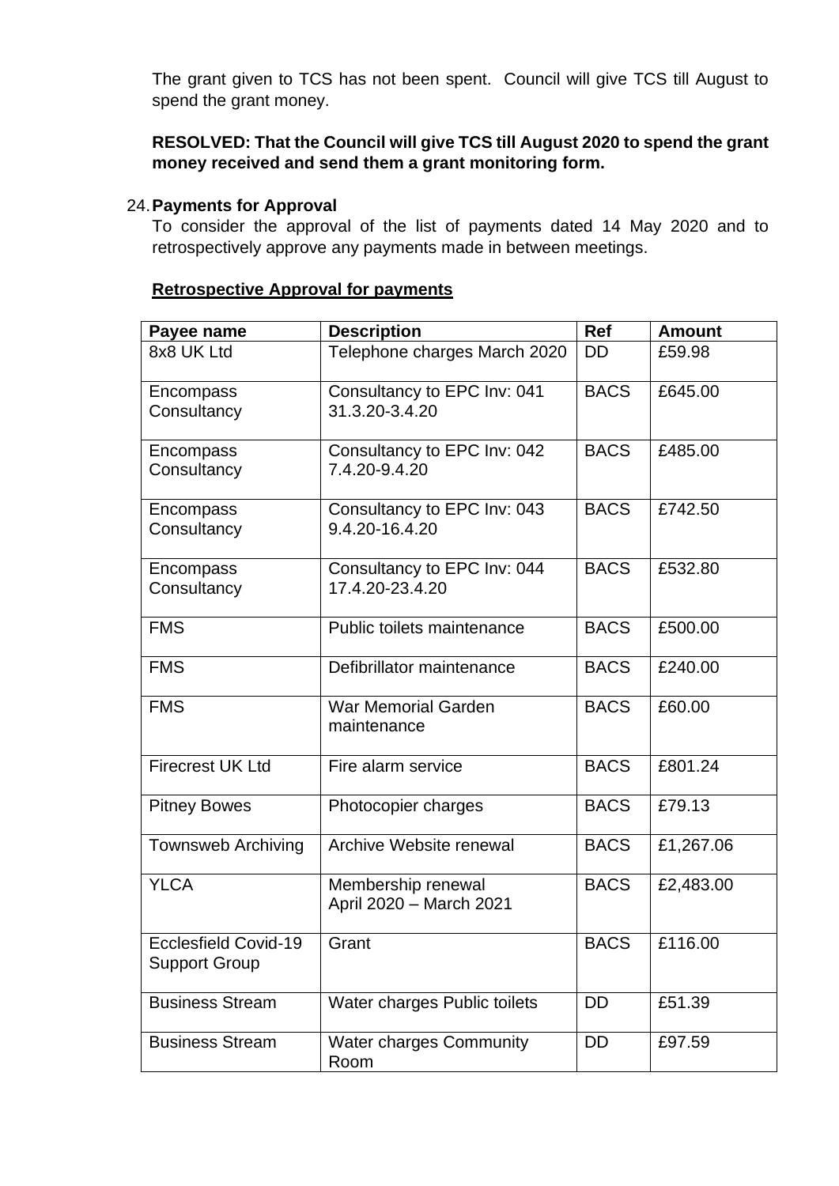The grant given to TCS has not been spent. Council will give TCS till August to spend the grant money.

**RESOLVED: That the Council will give TCS till August 2020 to spend the grant money received and send them a grant monitoring form.**

24. **Payments for Approval**

To consider the approval of the list of payments dated 14 May 2020 and to retrospectively approve any payments made in between meetings.

**Retrospective Approval for payments**

| Payee name | Description | Ref | Amount |
|---|---|---|---|
| 8x8 UK Ltd | Telephone charges March 2020 | DD | £59.98 |
| Encompass Consultancy | Consultancy to EPC Inv: 041 31.3.20-3.4.20 | BACS | £645.00 |
| Encompass Consultancy | Consultancy to EPC Inv: 042 7.4.20-9.4.20 | BACS | £485.00 |
| Encompass Consultancy | Consultancy to EPC Inv: 043 9.4.20-16.4.20 | BACS | £742.50 |
| Encompass Consultancy | Consultancy to EPC Inv: 044 17.4.20-23.4.20 | BACS | £532.80 |
| FMS | Public toilets maintenance | BACS | £500.00 |
| FMS | Defibrillator maintenance | BACS | £240.00 |
| FMS | War Memorial Garden maintenance | BACS | £60.00 |
| Firecrest UK Ltd | Fire alarm service | BACS | £801.24 |
| Pitney Bowes | Photocopier charges | BACS | £79.13 |
| Townsweb Archiving | Archive Website renewal | BACS | £1,267.06 |
| YLCA | Membership renewal April 2020 – March 2021 | BACS | £2,483.00 |
| Ecclesfield Covid-19 Support Group | Grant | BACS | £116.00 |
| Business Stream | Water charges Public toilets | DD | £51.39 |
| Business Stream | Water charges Community Room | DD | £97.59 |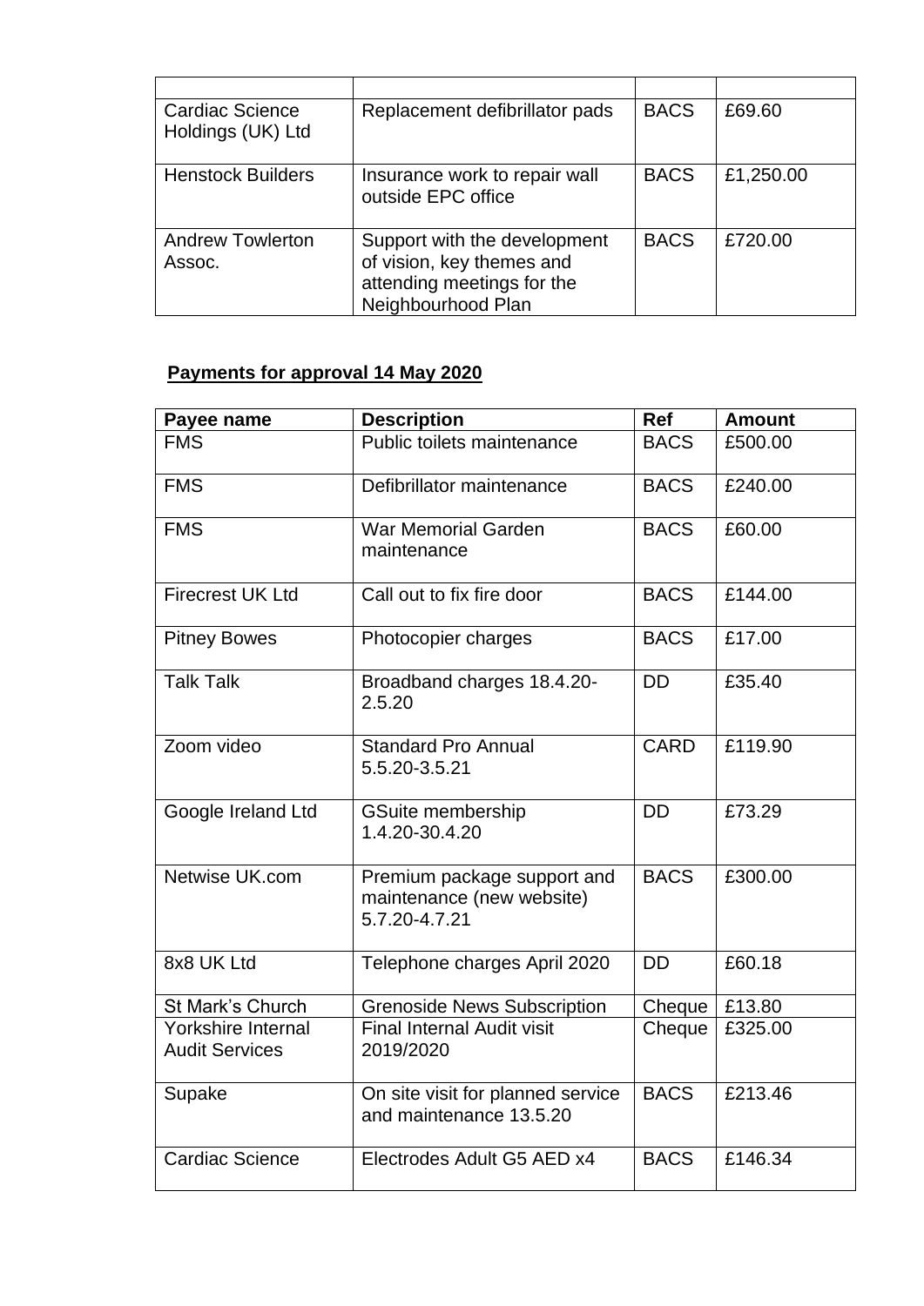| | | | |
|---|---|---|---|
| Cardiac Science Holdings (UK) Ltd | Replacement defibrillator pads | BACS | £69.60 |
| Henstock Builders | Insurance work to repair wall outside EPC office | BACS | £1,250.00 |
| Andrew Towlerton Assoc. | Support with the development of vision, key themes and attending meetings for the Neighbourhood Plan | BACS | £720.00 |

**Payments for approval 14 May 2020**

| Payee name | Description | Ref | Amount |
|---|---|---|---|
| FMS | Public toilets maintenance | BACS | £500.00 |
| FMS | Defibrillator maintenance | BACS | £240.00 |
| FMS | War Memorial Garden maintenance | BACS | £60.00 |
| Firecrest UK Ltd | Call out to fix fire door | BACS | £144.00 |
| Pitney Bowes | Photocopier charges | BACS | £17.00 |
| Talk Talk | Broadband charges 18.4.20-2.5.20 | DD | £35.40 |
| Zoom video | Standard Pro Annual 5.5.20-3.5.21 | CARD | £119.90 |
| Google Ireland Ltd | GSuite membership 1.4.20-30.4.20 | DD | £73.29 |
| Netwise UK.com | Premium package support and maintenance (new website) 5.7.20-4.7.21 | BACS | £300.00 |
| 8x8 UK Ltd | Telephone charges April 2020 | DD | £60.18 |
| St Mark's Church | Grenoside News Subscription | Cheque | £13.80 |
| Yorkshire Internal Audit Services | Final Internal Audit visit 2019/2020 | Cheque | £325.00 |
| Supake | On site visit for planned service and maintenance 13.5.20 | BACS | £213.46 |
| Cardiac Science | Electrodes Adult G5 AED x4 | BACS | £146.34 |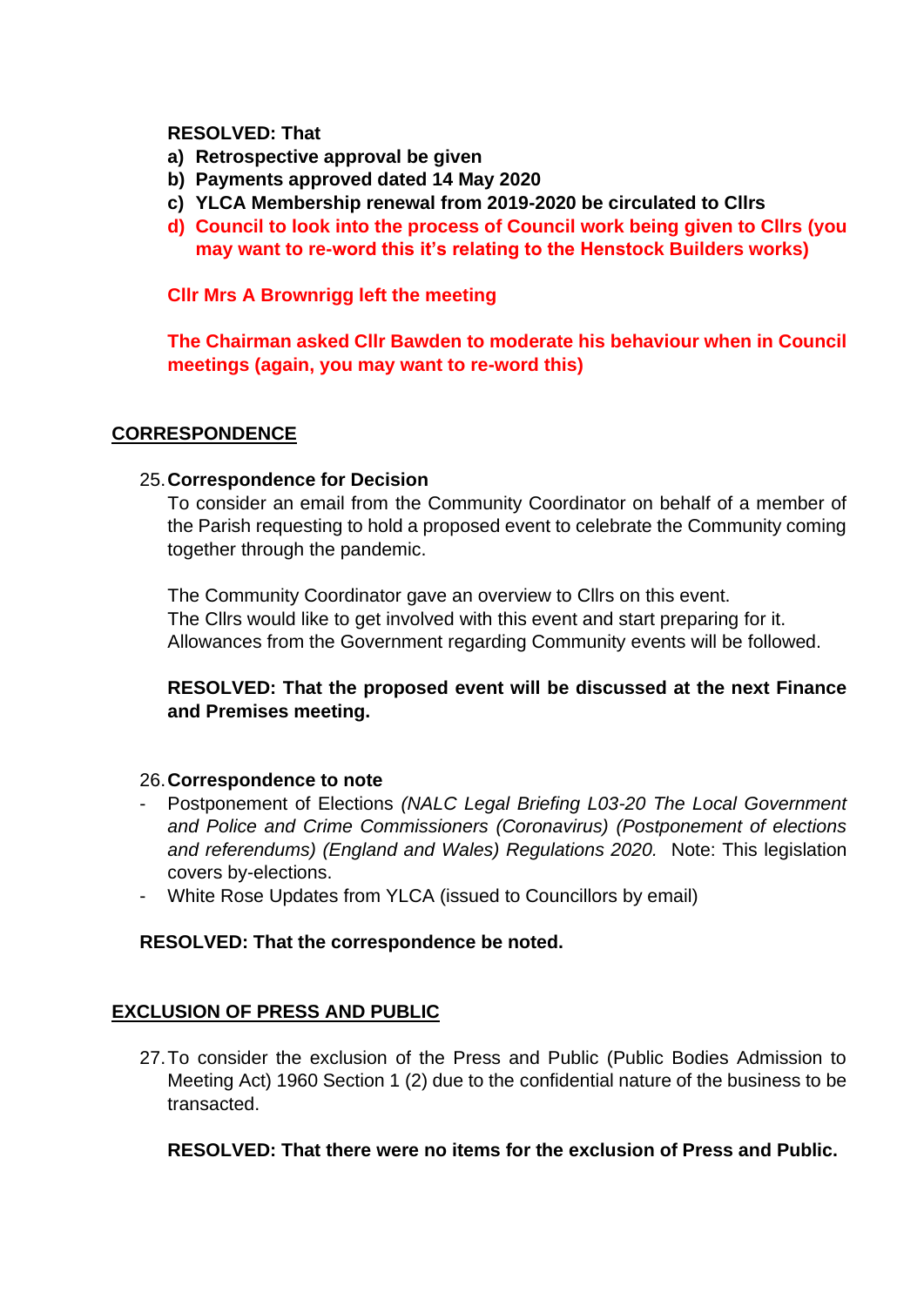**RESOLVED: That**

**a) Retrospective approval be given**

**b) Payments approved dated 14 May 2020**

**c) YLCA Membership renewal from 2019-2020 be circulated to Cllrs**

**d) Council to look into the process of Council work being given to Cllrs (you may want to re-word this it's relating to the Henstock Builders works)**

**Cllr Mrs A Brownrigg left the meeting**

**The Chairman asked Cllr Bawden to moderate his behaviour when in Council meetings (again, you may want to re-word this)**

## CORRESPONDENCE

25. **Correspondence for Decision**

To consider an email from the Community Coordinator on behalf of a member of the Parish requesting to hold a proposed event to celebrate the Community coming together through the pandemic.

The Community Coordinator gave an overview to Cllrs on this event.
The Cllrs would like to get involved with this event and start preparing for it.
Allowances from the Government regarding Community events will be followed.

**RESOLVED: That the proposed event will be discussed at the next Finance and Premises meeting.**

26. **Correspondence to note**

- Postponement of Elections *(NALC Legal Briefing L03-20 The Local Government and Police and Crime Commissioners (Coronavirus) (Postponement of elections and referendums) (England and Wales) Regulations 2020.* Note: This legislation covers by-elections.
- White Rose Updates from YLCA (issued to Councillors by email)

**RESOLVED: That the correspondence be noted.**

## EXCLUSION OF PRESS AND PUBLIC

27. To consider the exclusion of the Press and Public (Public Bodies Admission to Meeting Act) 1960 Section 1 (2) due to the confidential nature of the business to be transacted.

**RESOLVED: That there were no items for the exclusion of Press and Public.**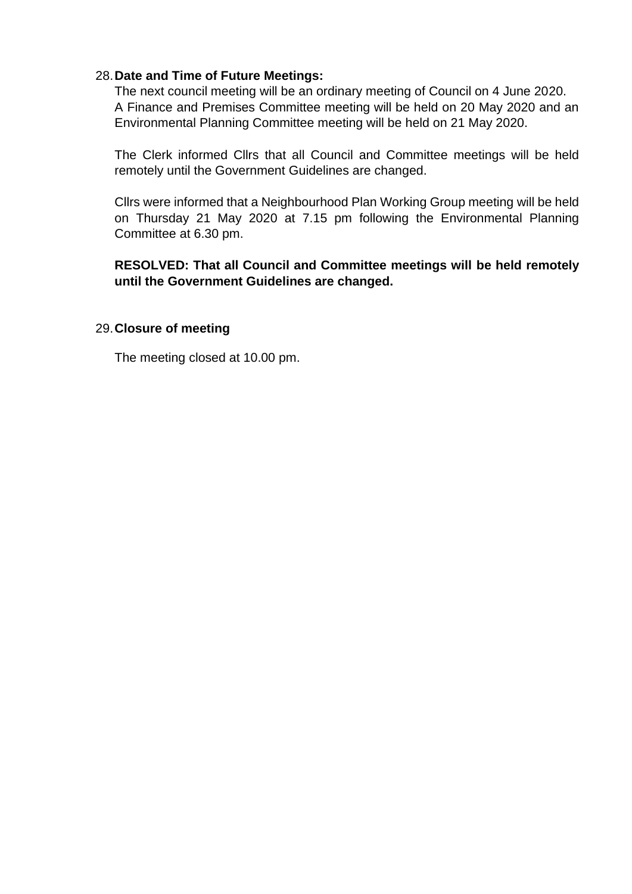28. **Date and Time of Future Meetings:**

    The next council meeting will be an ordinary meeting of Council on 4 June 2020. A Finance and Premises Committee meeting will be held on 20 May 2020 and an Environmental Planning Committee meeting will be held on 21 May 2020.

    The Clerk informed Cllrs that all Council and Committee meetings will be held remotely until the Government Guidelines are changed.

    Cllrs were informed that a Neighbourhood Plan Working Group meeting will be held on Thursday 21 May 2020 at 7.15 pm following the Environmental Planning Committee at 6.30 pm.

    **RESOLVED: That all Council and Committee meetings will be held remotely until the Government Guidelines are changed.**

29. **Closure of meeting**

    The meeting closed at 10.00 pm.